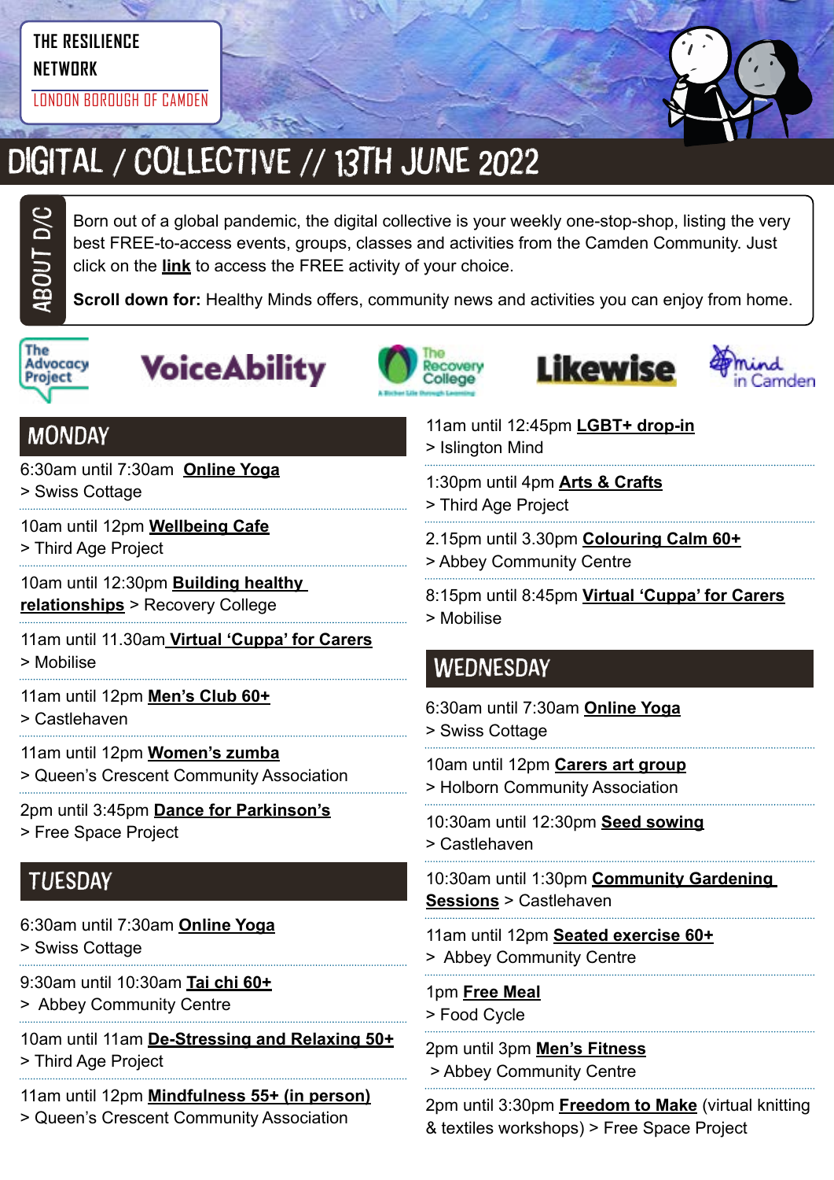THE RESILIENCE NETWORK

LONDON BOROUGH OF CAMDEN

# DIGITAL / COLLECTIVE // 13TH JUNE 2022

## ABOUT D/C

Born out of a global pandemic, the digital collective is your weekly one-stop-shop, listing the very best FREE-to-access events, groups, classes and activities from the Camden Community. Just click on the **link** to access the FREE activity of your choice.

**Scroll down for:** Healthy Minds offers, community news and activities you can enjoy from home.

The Advocacy Project · VoiceAbility · The Recovery College · Likewise · Mind in Camden

## MONDAY

6:30am until 7:30am **Online Yoga**
> Swiss Cottage

10am until 12pm **Wellbeing Cafe**
> Third Age Project

10am until 12:30pm **Building healthy relationships** > Recovery College

11am until 11.30am **Virtual 'Cuppa' for Carers**
> Mobilise

11am until 12pm **Men's Club 60+**
> Castlehaven

11am until 12pm **Women's zumba**
> Queen's Crescent Community Association

2pm until 3:45pm **Dance for Parkinson's**
> Free Space Project

## TUESDAY

6:30am until 7:30am **Online Yoga**
> Swiss Cottage

9:30am until 10:30am **Tai chi 60+**
> Abbey Community Centre

10am until 11am **De-Stressing and Relaxing 50+**
> Third Age Project

11am until 12pm **Mindfulness 55+ (in person)**
> Queen's Crescent Community Association

11am until 12:45pm **LGBT+ drop-in**
> Islington Mind

1:30pm until 4pm **Arts & Crafts**
> Third Age Project

2.15pm until 3.30pm **Colouring Calm 60+**
> Abbey Community Centre

8:15pm until 8:45pm **Virtual 'Cuppa' for Carers**
> Mobilise

## WEDNESDAY

6:30am until 7:30am **Online Yoga**
> Swiss Cottage

10am until 12pm **Carers art group**
> Holborn Community Association

10:30am until 12:30pm **Seed sowing**
> Castlehaven

10:30am until 1:30pm **Community Gardening Sessions** > Castlehaven

11am until 12pm **Seated exercise 60+**
> Abbey Community Centre

1pm **Free Meal**
> Food Cycle

2pm until 3pm **Men's Fitness**
> Abbey Community Centre

2pm until 3:30pm **Freedom to Make** (virtual knitting & textiles workshops) > Free Space Project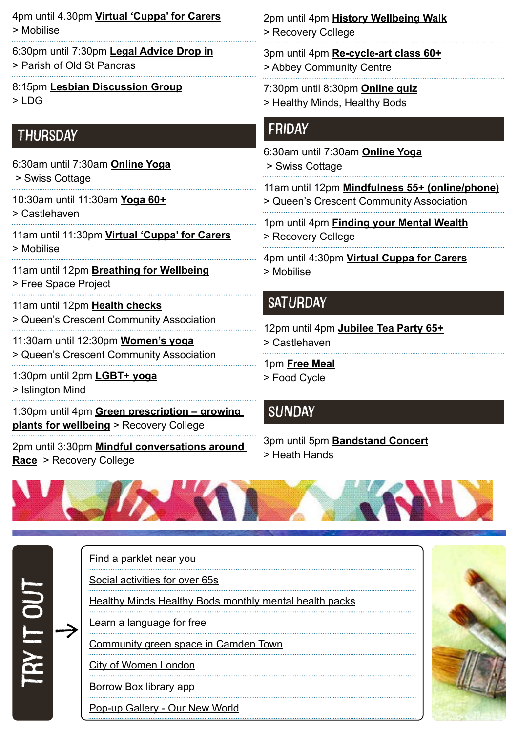4pm until 4.30pm **Virtual 'Cuppa' for Carers**
> Mobilise

6:30pm until 7:30pm **Legal Advice Drop in**
> Parish of Old St Pancras

8:15pm **Lesbian Discussion Group**
> LDG

## THURSDAY

6:30am until 7:30am **Online Yoga**
> Swiss Cottage

10:30am until 11:30am **Yoga 60+**
> Castlehaven

11am until 11:30pm **Virtual 'Cuppa' for Carers**
> Mobilise

11am until 12pm **Breathing for Wellbeing**
> Free Space Project

11am until 12pm **Health checks**
> Queen's Crescent Community Association

11:30am until 12:30pm **Women's yoga**
> Queen's Crescent Community Association

1:30pm until 2pm **LGBT+ yoga**
> Islington Mind

1:30pm until 4pm **Green prescription – growing plants for wellbeing** > Recovery College

2pm until 3:30pm **Mindful conversations around Race** > Recovery College

2pm until 4pm **History Wellbeing Walk**
> Recovery College

3pm until 4pm **Re-cycle-art class 60+**
> Abbey Community Centre

7:30pm until 8:30pm **Online quiz**
> Healthy Minds, Healthy Bods

## FRIDAY

6:30am until 7:30am **Online Yoga**
> Swiss Cottage

11am until 12pm **Mindfulness 55+ (online/phone)**
> Queen's Crescent Community Association

1pm until 4pm **Finding your Mental Wealth**
> Recovery College

4pm until 4:30pm **Virtual Cuppa for Carers**
> Mobilise

## SATURDAY

12pm until 4pm **Jubilee Tea Party 65+**
> Castlehaven

1pm **Free Meal**
> Food Cycle

## SUNDAY

3pm until 5pm **Bandstand Concert**
> Heath Hands

## TRY IT OUT

- Find a parklet near you
- Social activities for over 65s
- Healthy Minds Healthy Bods monthly mental health packs
- Learn a language for free
- Community green space in Camden Town
- City of Women London
- Borrow Box library app
- Pop-up Gallery - Our New World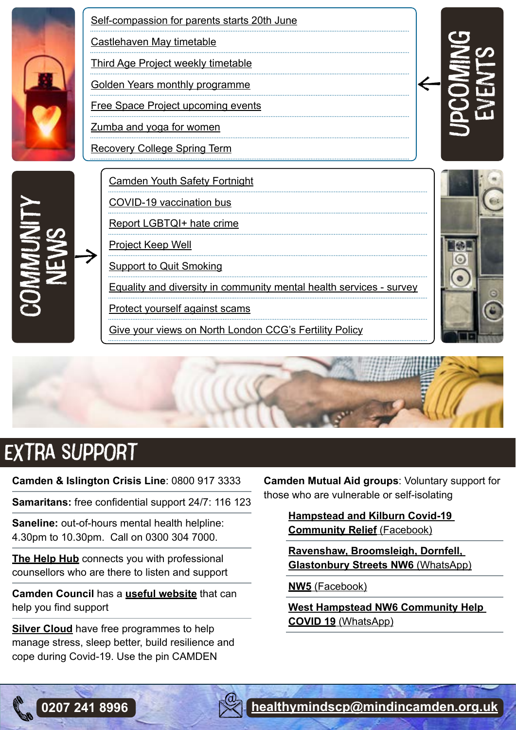## UPCOMING EVENTS

- Self-compassion for parents starts 20th June
- Castlehaven May timetable
- Third Age Project weekly timetable
- Golden Years monthly programme
- Free Space Project upcoming events
- Zumba and yoga for women
- Recovery College Spring Term

## COMMUNITY NEWS

- Camden Youth Safety Fortnight
- COVID-19 vaccination bus
- Report LGBTQI+ hate crime
- Project Keep Well
- Support to Quit Smoking
- Equality and diversity in community mental health services - survey
- Protect yourself against scams
- Give your views on North London CCG's Fertility Policy

# EXTRA SUPPORT

**Camden & Islington Crisis Line**: 0800 917 3333

**Samaritans:** free confidential support 24/7: 116 123

**Saneline:** out-of-hours mental health helpline: 4.30pm to 10.30pm. Call on 0300 304 7000.

**The Help Hub** connects you with professional counsellors who are there to listen and support

**Camden Council** has a **useful website** that can help you find support

**Silver Cloud** have free programmes to help manage stress, sleep better, build resilience and cope during Covid-19. Use the pin CAMDEN

**Camden Mutual Aid groups**: Voluntary support for those who are vulnerable or self-isolating

- **Hampstead and Kilburn Covid-19 Community Relief** (Facebook)
- **Ravenshaw, Broomsleigh, Dornfell, Glastonbury Streets NW6** (WhatsApp)
- **NW5** (Facebook)
- **West Hampstead NW6 Community Help COVID 19** (WhatsApp)

0207 241 8996

healthymindscp@mindincamden.org.uk